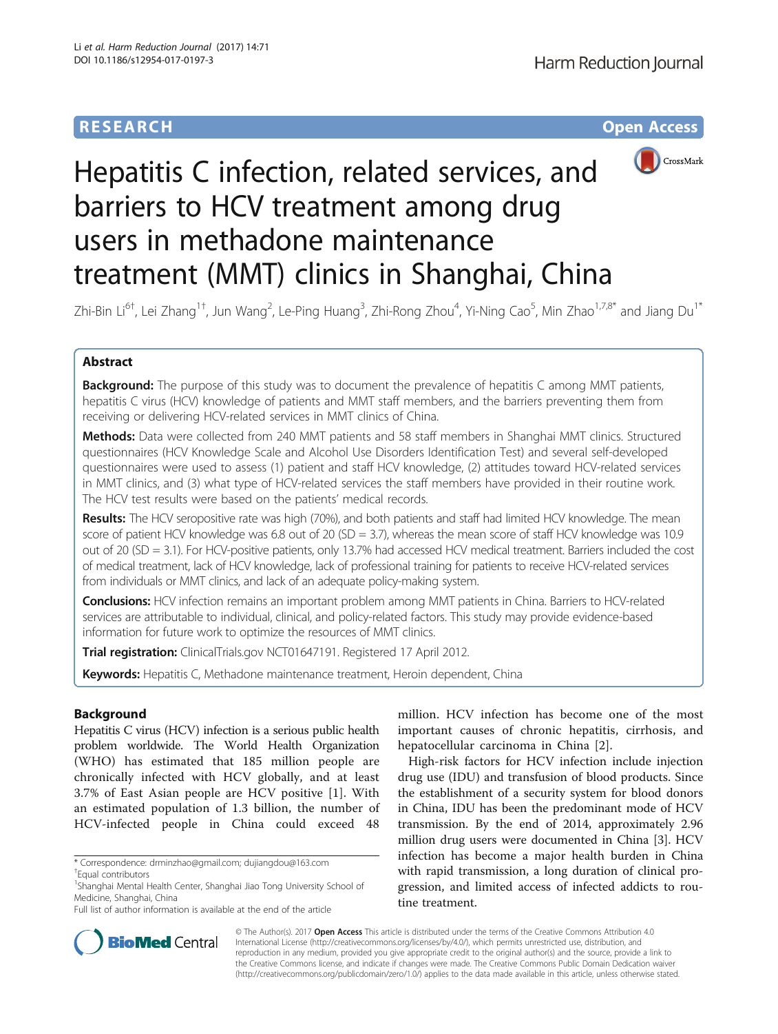RESEARCH Open Access

# Hepatitis C infection, related services, and barriers to HCV treatment among drug users in methadone maintenance treatment (MMT) clinics in Shanghai, China

Zhi-Bin Li[6†], Lei Zhang[1†], Jun Wang[2], Le-Ping Huang[3], Zhi-Rong Zhou[4], Yi-Ning Cao[5], Min Zhao[1,7,8*] and Jiang Du[1*]

## Abstract

**Background:** The purpose of this study was to document the prevalence of hepatitis C among MMT patients, hepatitis C virus (HCV) knowledge of patients and MMT staff members, and the barriers preventing them from receiving or delivering HCV-related services in MMT clinics of China.

**Methods:** Data were collected from 240 MMT patients and 58 staff members in Shanghai MMT clinics. Structured questionnaires (HCV Knowledge Scale and Alcohol Use Disorders Identification Test) and several self-developed questionnaires were used to assess (1) patient and staff HCV knowledge, (2) attitudes toward HCV-related services in MMT clinics, and (3) what type of HCV-related services the staff members have provided in their routine work. The HCV test results were based on the patients' medical records.

**Results:** The HCV seropositive rate was high (70%), and both patients and staff had limited HCV knowledge. The mean score of patient HCV knowledge was 6.8 out of 20 (SD = 3.7), whereas the mean score of staff HCV knowledge was 10.9 out of 20 (SD = 3.1). For HCV-positive patients, only 13.7% had accessed HCV medical treatment. Barriers included the cost of medical treatment, lack of HCV knowledge, lack of professional training for patients to receive HCV-related services from individuals or MMT clinics, and lack of an adequate policy-making system.

**Conclusions:** HCV infection remains an important problem among MMT patients in China. Barriers to HCV-related services are attributable to individual, clinical, and policy-related factors. This study may provide evidence-based information for future work to optimize the resources of MMT clinics.

**Trial registration:** ClinicalTrials.gov NCT01647191. Registered 17 April 2012.

**Keywords:** Hepatitis C, Methadone maintenance treatment, Heroin dependent, China

## Background

Hepatitis C virus (HCV) infection is a serious public health problem worldwide. The World Health Organization (WHO) has estimated that 185 million people are chronically infected with HCV globally, and at least 3.7% of East Asian people are HCV positive [1]. With an estimated population of 1.3 billion, the number of HCV-infected people in China could exceed 48 million. HCV infection has become one of the most important causes of chronic hepatitis, cirrhosis, and hepatocellular carcinoma in China [2].

High-risk factors for HCV infection include injection drug use (IDU) and transfusion of blood products. Since the establishment of a security system for blood donors in China, IDU has been the predominant mode of HCV transmission. By the end of 2014, approximately 2.96 million drug users were documented in China [3]. HCV infection has become a major health burden in China with rapid transmission, a long duration of clinical progression, and limited access of infected addicts to routine treatment.

\* Correspondence: drminzhao@gmail.com; dujiangdou@163.com
†Equal contributors
[1]Shanghai Mental Health Center, Shanghai Jiao Tong University School of Medicine, Shanghai, China
Full list of author information is available at the end of the article

© The Author(s). 2017 **Open Access** This article is distributed under the terms of the Creative Commons Attribution 4.0 International License (http://creativecommons.org/licenses/by/4.0/), which permits unrestricted use, distribution, and reproduction in any medium, provided you give appropriate credit to the original author(s) and the source, provide a link to the Creative Commons license, and indicate if changes were made. The Creative Commons Public Domain Dedication waiver (http://creativecommons.org/publicdomain/zero/1.0/) applies to the data made available in this article, unless otherwise stated.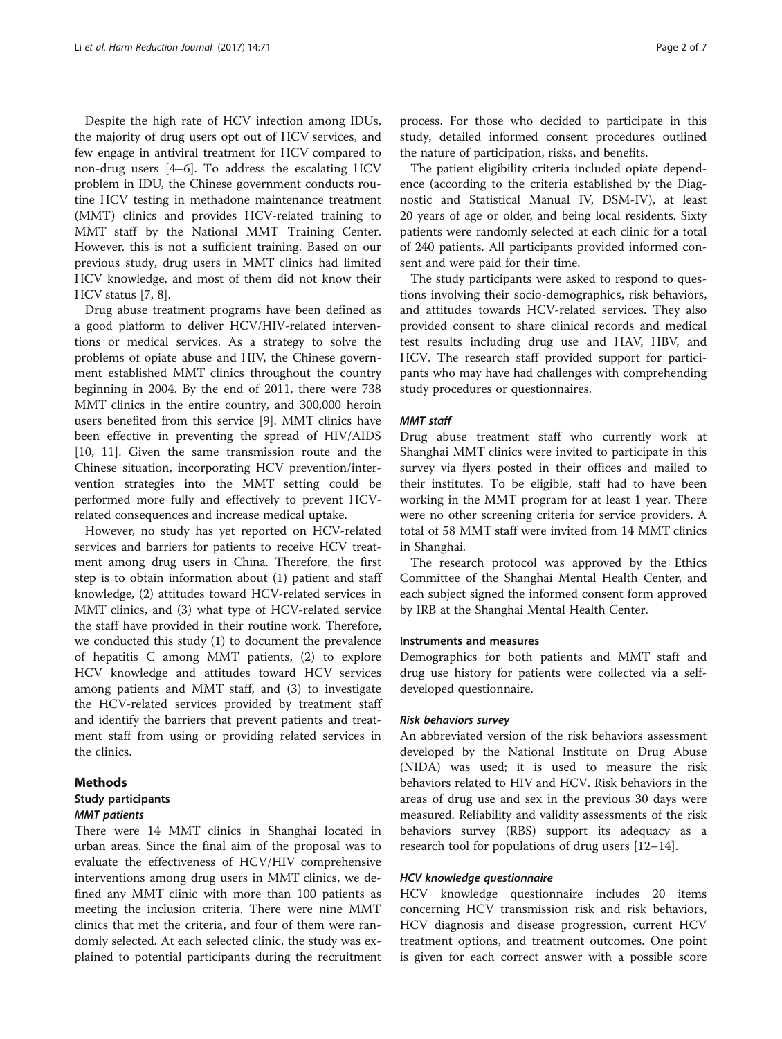Despite the high rate of HCV infection among IDUs, the majority of drug users opt out of HCV services, and few engage in antiviral treatment for HCV compared to non-drug users [4–6]. To address the escalating HCV problem in IDU, the Chinese government conducts routine HCV testing in methadone maintenance treatment (MMT) clinics and provides HCV-related training to MMT staff by the National MMT Training Center. However, this is not a sufficient training. Based on our previous study, drug users in MMT clinics had limited HCV knowledge, and most of them did not know their HCV status [7, 8].

Drug abuse treatment programs have been defined as a good platform to deliver HCV/HIV-related interventions or medical services. As a strategy to solve the problems of opiate abuse and HIV, the Chinese government established MMT clinics throughout the country beginning in 2004. By the end of 2011, there were 738 MMT clinics in the entire country, and 300,000 heroin users benefited from this service [9]. MMT clinics have been effective in preventing the spread of HIV/AIDS [10, 11]. Given the same transmission route and the Chinese situation, incorporating HCV prevention/intervention strategies into the MMT setting could be performed more fully and effectively to prevent HCV-related consequences and increase medical uptake.

However, no study has yet reported on HCV-related services and barriers for patients to receive HCV treatment among drug users in China. Therefore, the first step is to obtain information about (1) patient and staff knowledge, (2) attitudes toward HCV-related services in MMT clinics, and (3) what type of HCV-related service the staff have provided in their routine work. Therefore, we conducted this study (1) to document the prevalence of hepatitis C among MMT patients, (2) to explore HCV knowledge and attitudes toward HCV services among patients and MMT staff, and (3) to investigate the HCV-related services provided by treatment staff and identify the barriers that prevent patients and treatment staff from using or providing related services in the clinics.

## Methods

### Study participants

#### *MMT patients*

There were 14 MMT clinics in Shanghai located in urban areas. Since the final aim of the proposal was to evaluate the effectiveness of HCV/HIV comprehensive interventions among drug users in MMT clinics, we defined any MMT clinic with more than 100 patients as meeting the inclusion criteria. There were nine MMT clinics that met the criteria, and four of them were randomly selected. At each selected clinic, the study was explained to potential participants during the recruitment process. For those who decided to participate in this study, detailed informed consent procedures outlined the nature of participation, risks, and benefits.

The patient eligibility criteria included opiate dependence (according to the criteria established by the Diagnostic and Statistical Manual IV, DSM-IV), at least 20 years of age or older, and being local residents. Sixty patients were randomly selected at each clinic for a total of 240 patients. All participants provided informed consent and were paid for their time.

The study participants were asked to respond to questions involving their socio-demographics, risk behaviors, and attitudes towards HCV-related services. They also provided consent to share clinical records and medical test results including drug use and HAV, HBV, and HCV. The research staff provided support for participants who may have had challenges with comprehending study procedures or questionnaires.

#### *MMT staff*

Drug abuse treatment staff who currently work at Shanghai MMT clinics were invited to participate in this survey via flyers posted in their offices and mailed to their institutes. To be eligible, staff had to have been working in the MMT program for at least 1 year. There were no other screening criteria for service providers. A total of 58 MMT staff were invited from 14 MMT clinics in Shanghai.

The research protocol was approved by the Ethics Committee of the Shanghai Mental Health Center, and each subject signed the informed consent form approved by IRB at the Shanghai Mental Health Center.

### Instruments and measures

Demographics for both patients and MMT staff and drug use history for patients were collected via a self-developed questionnaire.

#### *Risk behaviors survey*

An abbreviated version of the risk behaviors assessment developed by the National Institute on Drug Abuse (NIDA) was used; it is used to measure the risk behaviors related to HIV and HCV. Risk behaviors in the areas of drug use and sex in the previous 30 days were measured. Reliability and validity assessments of the risk behaviors survey (RBS) support its adequacy as a research tool for populations of drug users [12–14].

#### *HCV knowledge questionnaire*

HCV knowledge questionnaire includes 20 items concerning HCV transmission risk and risk behaviors, HCV diagnosis and disease progression, current HCV treatment options, and treatment outcomes. One point is given for each correct answer with a possible score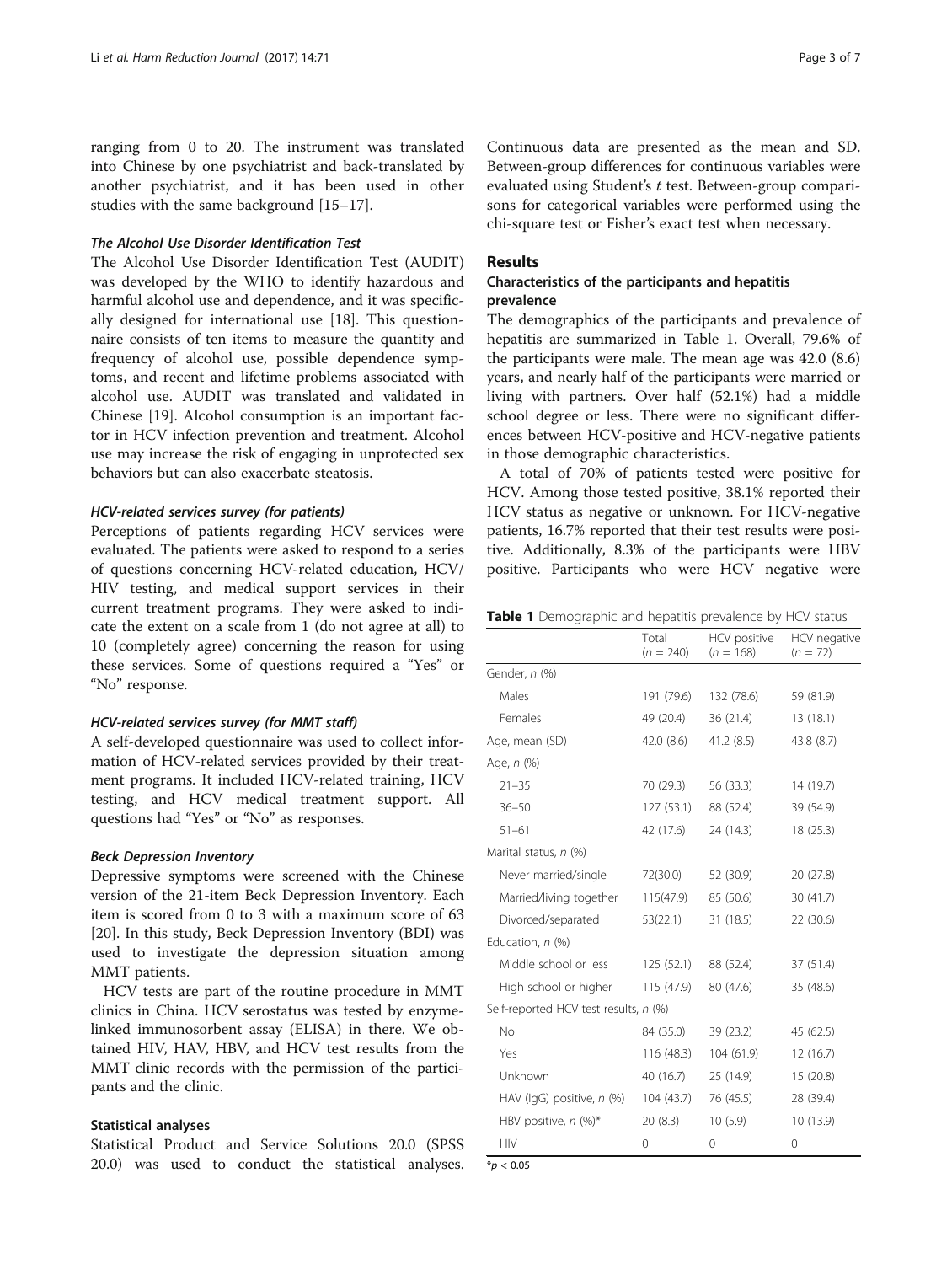ranging from 0 to 20. The instrument was translated into Chinese by one psychiatrist and back-translated by another psychiatrist, and it has been used in other studies with the same background [15–17].

#### The Alcohol Use Disorder Identification Test

The Alcohol Use Disorder Identification Test (AUDIT) was developed by the WHO to identify hazardous and harmful alcohol use and dependence, and it was specifically designed for international use [18]. This questionnaire consists of ten items to measure the quantity and frequency of alcohol use, possible dependence symptoms, and recent and lifetime problems associated with alcohol use. AUDIT was translated and validated in Chinese [19]. Alcohol consumption is an important factor in HCV infection prevention and treatment. Alcohol use may increase the risk of engaging in unprotected sex behaviors but can also exacerbate steatosis.

#### HCV-related services survey (for patients)

Perceptions of patients regarding HCV services were evaluated. The patients were asked to respond to a series of questions concerning HCV-related education, HCV/HIV testing, and medical support services in their current treatment programs. They were asked to indicate the extent on a scale from 1 (do not agree at all) to 10 (completely agree) concerning the reason for using these services. Some of questions required a "Yes" or "No" response.

#### HCV-related services survey (for MMT staff)

A self-developed questionnaire was used to collect information of HCV-related services provided by their treatment programs. It included HCV-related training, HCV testing, and HCV medical treatment support. All questions had "Yes" or "No" as responses.

#### Beck Depression Inventory

Depressive symptoms were screened with the Chinese version of the 21-item Beck Depression Inventory. Each item is scored from 0 to 3 with a maximum score of 63 [20]. In this study, Beck Depression Inventory (BDI) was used to investigate the depression situation among MMT patients.

HCV tests are part of the routine procedure in MMT clinics in China. HCV serostatus was tested by enzyme-linked immunosorbent assay (ELISA) in there. We obtained HIV, HAV, HBV, and HCV test results from the MMT clinic records with the permission of the participants and the clinic.

### Statistical analyses

Statistical Product and Service Solutions 20.0 (SPSS 20.0) was used to conduct the statistical analyses. Continuous data are presented as the mean and SD. Between-group differences for continuous variables were evaluated using Student's *t* test. Between-group comparisons for categorical variables were performed using the chi-square test or Fisher's exact test when necessary.

## Results

### Characteristics of the participants and hepatitis prevalence

The demographics of the participants and prevalence of hepatitis are summarized in Table 1. Overall, 79.6% of the participants were male. The mean age was 42.0 (8.6) years, and nearly half of the participants were married or living with partners. Over half (52.1%) had a middle school degree or less. There were no significant differences between HCV-positive and HCV-negative patients in those demographic characteristics.

A total of 70% of patients tested were positive for HCV. Among those tested positive, 38.1% reported their HCV status as negative or unknown. For HCV-negative patients, 16.7% reported that their test results were positive. Additionally, 8.3% of the participants were HBV positive. Participants who were HCV negative were

**Table 1** Demographic and hepatitis prevalence by HCV status

| | Total ($n = 240$) | HCV positive ($n = 168$) | HCV negative ($n = 72$) |
|---|---|---|---|
| Gender, *n* (%) | | | |
| Males | 191 (79.6) | 132 (78.6) | 59 (81.9) |
| Females | 49 (20.4) | 36 (21.4) | 13 (18.1) |
| Age, mean (SD) | 42.0 (8.6) | 41.2 (8.5) | 43.8 (8.7) |
| Age, *n* (%) | | | |
| 21–35 | 70 (29.3) | 56 (33.3) | 14 (19.7) |
| 36–50 | 127 (53.1) | 88 (52.4) | 39 (54.9) |
| 51–61 | 42 (17.6) | 24 (14.3) | 18 (25.3) |
| Marital status, *n* (%) | | | |
| Never married/single | 72(30.0) | 52 (30.9) | 20 (27.8) |
| Married/living together | 115(47.9) | 85 (50.6) | 30 (41.7) |
| Divorced/separated | 53(22.1) | 31 (18.5) | 22 (30.6) |
| Education, *n* (%) | | | |
| Middle school or less | 125 (52.1) | 88 (52.4) | 37 (51.4) |
| High school or higher | 115 (47.9) | 80 (47.6) | 35 (48.6) |
| Self-reported HCV test results, *n* (%) | | | |
| No | 84 (35.0) | 39 (23.2) | 45 (62.5) |
| Yes | 116 (48.3) | 104 (61.9) | 12 (16.7) |
| Unknown | 40 (16.7) | 25 (14.9) | 15 (20.8) |
| HAV (IgG) positive, *n* (%) | 104 (43.7) | 76 (45.5) | 28 (39.4) |
| HBV positive, *n* (%)* | 20 (8.3) | 10 (5.9) | 10 (13.9) |
| HIV | 0 | 0 | 0 |

*$p < 0.05$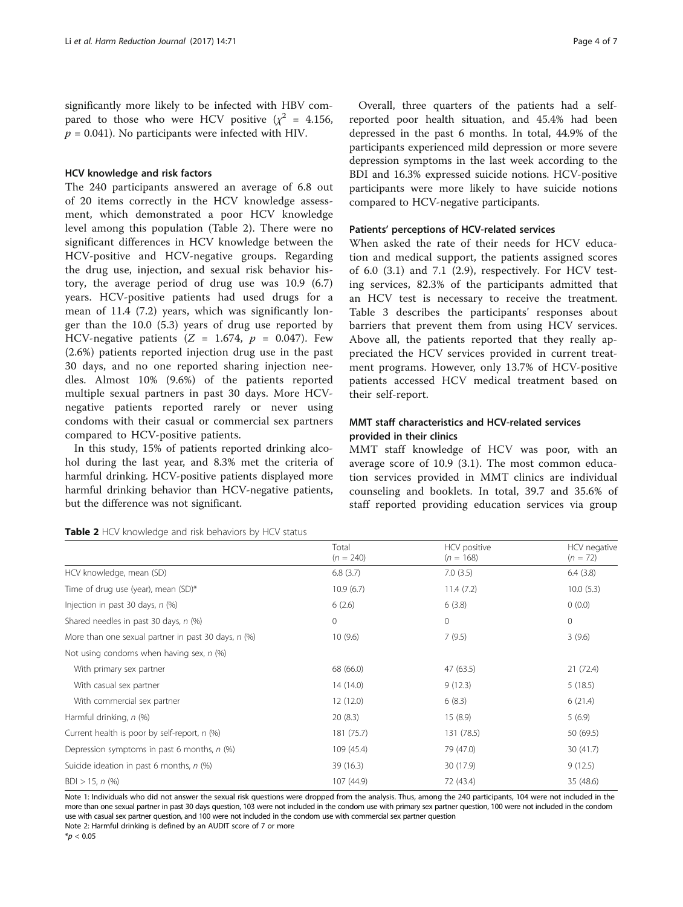significantly more likely to be infected with HBV compared to those who were HCV positive ($\chi^2$ = 4.156, $p$ = 0.041). No participants were infected with HIV.

### HCV knowledge and risk factors

The 240 participants answered an average of 6.8 out of 20 items correctly in the HCV knowledge assessment, which demonstrated a poor HCV knowledge level among this population (Table 2). There were no significant differences in HCV knowledge between the HCV-positive and HCV-negative groups. Regarding the drug use, injection, and sexual risk behavior history, the average period of drug use was 10.9 (6.7) years. HCV-positive patients had used drugs for a mean of 11.4 (7.2) years, which was significantly longer than the 10.0 (5.3) years of drug use reported by HCV-negative patients ($Z$ = 1.674, $p$ = 0.047). Few (2.6%) patients reported injection drug use in the past 30 days, and no one reported sharing injection needles. Almost 10% (9.6%) of the patients reported multiple sexual partners in past 30 days. More HCV-negative patients reported rarely or never using condoms with their casual or commercial sex partners compared to HCV-positive patients.

In this study, 15% of patients reported drinking alcohol during the last year, and 8.3% met the criteria of harmful drinking. HCV-positive patients displayed more harmful drinking behavior than HCV-negative patients, but the difference was not significant.

Overall, three quarters of the patients had a self-reported poor health situation, and 45.4% had been depressed in the past 6 months. In total, 44.9% of the participants experienced mild depression or more severe depression symptoms in the last week according to the BDI and 16.3% expressed suicide notions. HCV-positive participants were more likely to have suicide notions compared to HCV-negative participants.

### Patients' perceptions of HCV-related services

When asked the rate of their needs for HCV education and medical support, the patients assigned scores of 6.0 (3.1) and 7.1 (2.9), respectively. For HCV testing services, 82.3% of the participants admitted that an HCV test is necessary to receive the treatment. Table 3 describes the participants' responses about barriers that prevent them from using HCV services. Above all, the patients reported that they really appreciated the HCV services provided in current treatment programs. However, only 13.7% of HCV-positive patients accessed HCV medical treatment based on their self-report.

### MMT staff characteristics and HCV-related services provided in their clinics

MMT staff knowledge of HCV was poor, with an average score of 10.9 (3.1). The most common education services provided in MMT clinics are individual counseling and booklets. In total, 39.7 and 35.6% of staff reported providing education services via group

**Table 2** HCV knowledge and risk behaviors by HCV status

| | Total ($n$ = 240) | HCV positive ($n$ = 168) | HCV negative ($n$ = 72) |
|---|---|---|---|
| HCV knowledge, mean (SD) | 6.8 (3.7) | 7.0 (3.5) | 6.4 (3.8) |
| Time of drug use (year), mean (SD)* | 10.9 (6.7) | 11.4 (7.2) | 10.0 (5.3) |
| Injection in past 30 days, $n$ (%) | 6 (2.6) | 6 (3.8) | 0 (0.0) |
| Shared needles in past 30 days, $n$ (%) | 0 | 0 | 0 |
| More than one sexual partner in past 30 days, $n$ (%) | 10 (9.6) | 7 (9.5) | 3 (9.6) |
| Not using condoms when having sex, $n$ (%) | | | |
| With primary sex partner | 68 (66.0) | 47 (63.5) | 21 (72.4) |
| With casual sex partner | 14 (14.0) | 9 (12.3) | 5 (18.5) |
| With commercial sex partner | 12 (12.0) | 6 (8.3) | 6 (21.4) |
| Harmful drinking, $n$ (%) | 20 (8.3) | 15 (8.9) | 5 (6.9) |
| Current health is poor by self-report, $n$ (%) | 181 (75.7) | 131 (78.5) | 50 (69.5) |
| Depression symptoms in past 6 months, $n$ (%) | 109 (45.4) | 79 (47.0) | 30 (41.7) |
| Suicide ideation in past 6 months, $n$ (%) | 39 (16.3) | 30 (17.9) | 9 (12.5) |
| BDI > 15, $n$ (%) | 107 (44.9) | 72 (43.4) | 35 (48.6) |

Note 1: Individuals who did not answer the sexual risk questions were dropped from the analysis. Thus, among the 240 participants, 104 were not included in the more than one sexual partner in past 30 days question, 103 were not included in the condom use with primary sex partner question, 100 were not included in the condom use with casual sex partner question, and 100 were not included in the condom use with commercial sex partner question

Note 2: Harmful drinking is defined by an AUDIT score of 7 or more

*$p < 0.05$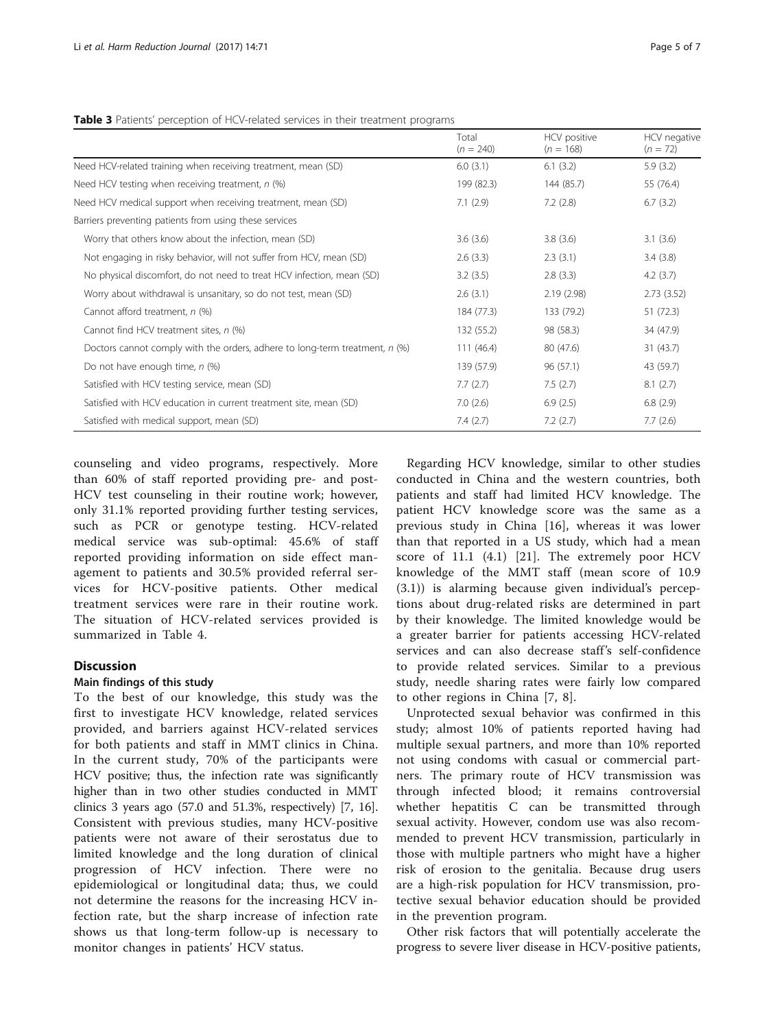**Table 3** Patients' perception of HCV-related services in their treatment programs

| | Total ($n = 240$) | HCV positive ($n = 168$) | HCV negative ($n = 72$) |
|---|---|---|---|
| Need HCV-related training when receiving treatment, mean (SD) | 6.0 (3.1) | 6.1 (3.2) | 5.9 (3.2) |
| Need HCV testing when receiving treatment, *n* (%) | 199 (82.3) | 144 (85.7) | 55 (76.4) |
| Need HCV medical support when receiving treatment, mean (SD) | 7.1 (2.9) | 7.2 (2.8) | 6.7 (3.2) |
| Barriers preventing patients from using these services | | | |
| Worry that others know about the infection, mean (SD) | 3.6 (3.6) | 3.8 (3.6) | 3.1 (3.6) |
| Not engaging in risky behavior, will not suffer from HCV, mean (SD) | 2.6 (3.3) | 2.3 (3.1) | 3.4 (3.8) |
| No physical discomfort, do not need to treat HCV infection, mean (SD) | 3.2 (3.5) | 2.8 (3.3) | 4.2 (3.7) |
| Worry about withdrawal is unsanitary, so do not test, mean (SD) | 2.6 (3.1) | 2.19 (2.98) | 2.73 (3.52) |
| Cannot afford treatment, *n* (%) | 184 (77.3) | 133 (79.2) | 51 (72.3) |
| Cannot find HCV treatment sites, *n* (%) | 132 (55.2) | 98 (58.3) | 34 (47.9) |
| Doctors cannot comply with the orders, adhere to long-term treatment, *n* (%) | 111 (46.4) | 80 (47.6) | 31 (43.7) |
| Do not have enough time, *n* (%) | 139 (57.9) | 96 (57.1) | 43 (59.7) |
| Satisfied with HCV testing service, mean (SD) | 7.7 (2.7) | 7.5 (2.7) | 8.1 (2.7) |
| Satisfied with HCV education in current treatment site, mean (SD) | 7.0 (2.6) | 6.9 (2.5) | 6.8 (2.9) |
| Satisfied with medical support, mean (SD) | 7.4 (2.7) | 7.2 (2.7) | 7.7 (2.6) |

counseling and video programs, respectively. More than 60% of staff reported providing pre- and post-HCV test counseling in their routine work; however, only 31.1% reported providing further testing services, such as PCR or genotype testing. HCV-related medical service was sub-optimal: 45.6% of staff reported providing information on side effect management to patients and 30.5% provided referral services for HCV-positive patients. Other medical treatment services were rare in their routine work. The situation of HCV-related services provided is summarized in Table 4.

## Discussion

### Main findings of this study

To the best of our knowledge, this study was the first to investigate HCV knowledge, related services provided, and barriers against HCV-related services for both patients and staff in MMT clinics in China. In the current study, 70% of the participants were HCV positive; thus, the infection rate was significantly higher than in two other studies conducted in MMT clinics 3 years ago (57.0 and 51.3%, respectively) [7, 16]. Consistent with previous studies, many HCV-positive patients were not aware of their serostatus due to limited knowledge and the long duration of clinical progression of HCV infection. There were no epidemiological or longitudinal data; thus, we could not determine the reasons for the increasing HCV infection rate, but the sharp increase of infection rate shows us that long-term follow-up is necessary to monitor changes in patients' HCV status.

Regarding HCV knowledge, similar to other studies conducted in China and the western countries, both patients and staff had limited HCV knowledge. The patient HCV knowledge score was the same as a previous study in China [16], whereas it was lower than that reported in a US study, which had a mean score of 11.1 (4.1) [21]. The extremely poor HCV knowledge of the MMT staff (mean score of 10.9 (3.1)) is alarming because given individual's perceptions about drug-related risks are determined in part by their knowledge. The limited knowledge would be a greater barrier for patients accessing HCV-related services and can also decrease staff's self-confidence to provide related services. Similar to a previous study, needle sharing rates were fairly low compared to other regions in China [7, 8].

Unprotected sexual behavior was confirmed in this study; almost 10% of patients reported having had multiple sexual partners, and more than 10% reported not using condoms with casual or commercial partners. The primary route of HCV transmission was through infected blood; it remains controversial whether hepatitis C can be transmitted through sexual activity. However, condom use was also recommended to prevent HCV transmission, particularly in those with multiple partners who might have a higher risk of erosion to the genitalia. Because drug users are a high-risk population for HCV transmission, protective sexual behavior education should be provided in the prevention program.

Other risk factors that will potentially accelerate the progress to severe liver disease in HCV-positive patients,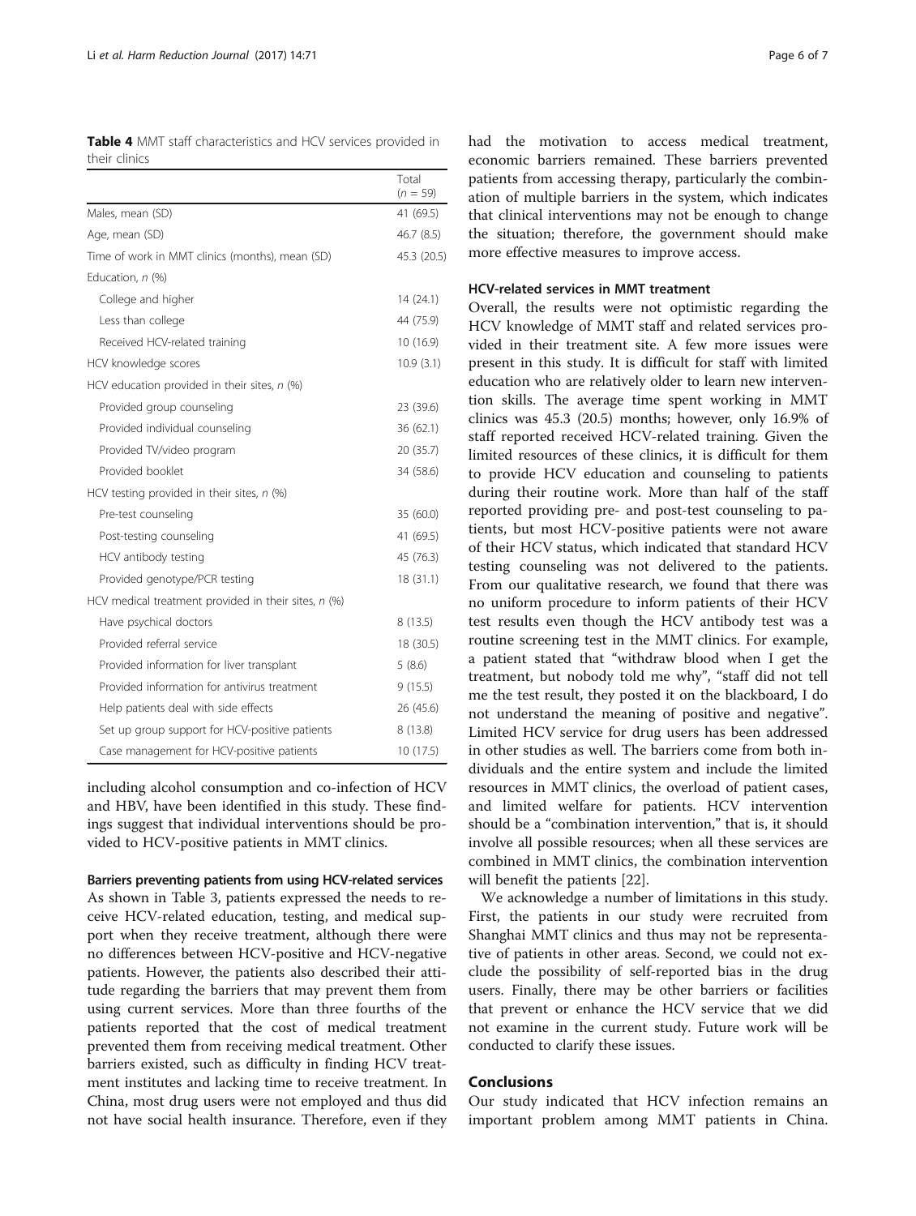**Table 4** MMT staff characteristics and HCV services provided in their clinics

| | Total ($n$ = 59) |
|---|---|
| Males, mean (SD) | 41 (69.5) |
| Age, mean (SD) | 46.7 (8.5) |
| Time of work in MMT clinics (months), mean (SD) | 45.3 (20.5) |
| Education, $n$ (%) | |
| College and higher | 14 (24.1) |
| Less than college | 44 (75.9) |
| Received HCV-related training | 10 (16.9) |
| HCV knowledge scores | 10.9 (3.1) |
| HCV education provided in their sites, $n$ (%) | |
| Provided group counseling | 23 (39.6) |
| Provided individual counseling | 36 (62.1) |
| Provided TV/video program | 20 (35.7) |
| Provided booklet | 34 (58.6) |
| HCV testing provided in their sites, $n$ (%) | |
| Pre-test counseling | 35 (60.0) |
| Post-testing counseling | 41 (69.5) |
| HCV antibody testing | 45 (76.3) |
| Provided genotype/PCR testing | 18 (31.1) |
| HCV medical treatment provided in their sites, $n$ (%) | |
| Have psychical doctors | 8 (13.5) |
| Provided referral service | 18 (30.5) |
| Provided information for liver transplant | 5 (8.6) |
| Provided information for antivirus treatment | 9 (15.5) |
| Help patients deal with side effects | 26 (45.6) |
| Set up group support for HCV-positive patients | 8 (13.8) |
| Case management for HCV-positive patients | 10 (17.5) |

including alcohol consumption and co-infection of HCV and HBV, have been identified in this study. These findings suggest that individual interventions should be provided to HCV-positive patients in MMT clinics.

#### Barriers preventing patients from using HCV-related services

As shown in Table 3, patients expressed the needs to receive HCV-related education, testing, and medical support when they receive treatment, although there were no differences between HCV-positive and HCV-negative patients. However, the patients also described their attitude regarding the barriers that may prevent them from using current services. More than three fourths of the patients reported that the cost of medical treatment prevented them from receiving medical treatment. Other barriers existed, such as difficulty in finding HCV treatment institutes and lacking time to receive treatment. In China, most drug users were not employed and thus did not have social health insurance. Therefore, even if they had the motivation to access medical treatment, economic barriers remained. These barriers prevented patients from accessing therapy, particularly the combination of multiple barriers in the system, which indicates that clinical interventions may not be enough to change the situation; therefore, the government should make more effective measures to improve access.

#### HCV-related services in MMT treatment

Overall, the results were not optimistic regarding the HCV knowledge of MMT staff and related services provided in their treatment site. A few more issues were present in this study. It is difficult for staff with limited education who are relatively older to learn new intervention skills. The average time spent working in MMT clinics was 45.3 (20.5) months; however, only 16.9% of staff reported received HCV-related training. Given the limited resources of these clinics, it is difficult for them to provide HCV education and counseling to patients during their routine work. More than half of the staff reported providing pre- and post-test counseling to patients, but most HCV-positive patients were not aware of their HCV status, which indicated that standard HCV testing counseling was not delivered to the patients. From our qualitative research, we found that there was no uniform procedure to inform patients of their HCV test results even though the HCV antibody test was a routine screening test in the MMT clinics. For example, a patient stated that "withdraw blood when I get the treatment, but nobody told me why", "staff did not tell me the test result, they posted it on the blackboard, I do not understand the meaning of positive and negative". Limited HCV service for drug users has been addressed in other studies as well. The barriers come from both individuals and the entire system and include the limited resources in MMT clinics, the overload of patient cases, and limited welfare for patients. HCV intervention should be a "combination intervention," that is, it should involve all possible resources; when all these services are combined in MMT clinics, the combination intervention will benefit the patients [22].

We acknowledge a number of limitations in this study. First, the patients in our study were recruited from Shanghai MMT clinics and thus may not be representative of patients in other areas. Second, we could not exclude the possibility of self-reported bias in the drug users. Finally, there may be other barriers or facilities that prevent or enhance the HCV service that we did not examine in the current study. Future work will be conducted to clarify these issues.

## Conclusions

Our study indicated that HCV infection remains an important problem among MMT patients in China.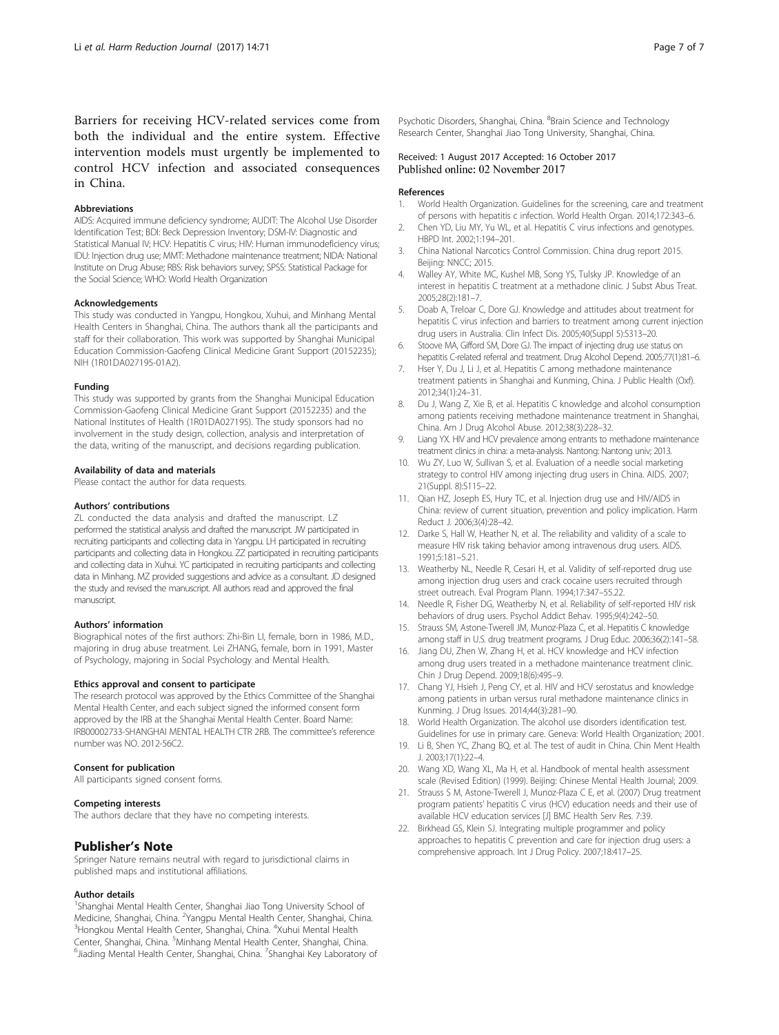Barriers for receiving HCV-related services come from both the individual and the entire system. Effective intervention models must urgently be implemented to control HCV infection and associated consequences in China.

#### Abbreviations

AIDS: Acquired immune deficiency syndrome; AUDIT: The Alcohol Use Disorder Identification Test; BDI: Beck Depression Inventory; DSM-IV: Diagnostic and Statistical Manual IV; HCV: Hepatitis C virus; HIV: Human immunodeficiency virus; IDU: Injection drug use; MMT: Methadone maintenance treatment; NIDA: National Institute on Drug Abuse; RBS: Risk behaviors survey; SPSS: Statistical Package for the Social Science; WHO: World Health Organization

#### Acknowledgements

This study was conducted in Yangpu, Hongkou, Xuhui, and Minhang Mental Health Centers in Shanghai, China. The authors thank all the participants and staff for their collaboration. This work was supported by Shanghai Municipal Education Commission-Gaofeng Clinical Medicine Grant Support (20152235); NIH (1R01DA027195-01A2).

#### Funding

This study was supported by grants from the Shanghai Municipal Education Commission-Gaofeng Clinical Medicine Grant Support (20152235) and the National Institutes of Health (1R01DA027195). The study sponsors had no involvement in the study design, collection, analysis and interpretation of the data, writing of the manuscript, and decisions regarding publication.

#### Availability of data and materials

Please contact the author for data requests.

#### Authors' contributions

ZL conducted the data analysis and drafted the manuscript. LZ performed the statistical analysis and drafted the manuscript. JW participated in recruiting participants and collecting data in Yangpu. LH participated in recruiting participants and collecting data in Hongkou. ZZ participated in recruiting participants and collecting data in Xuhui. YC participated in recruiting participants and collecting data in Minhang. MZ provided suggestions and advice as a consultant. JD designed the study and revised the manuscript. All authors read and approved the final manuscript.

#### Authors' information

Biographical notes of the first authors: Zhi-Bin LI, female, born in 1986, M.D., majoring in drug abuse treatment. Lei ZHANG, female, born in 1991, Master of Psychology, majoring in Social Psychology and Mental Health.

#### Ethics approval and consent to participate

The research protocol was approved by the Ethics Committee of the Shanghai Mental Health Center, and each subject signed the informed consent form approved by the IRB at the Shanghai Mental Health Center. Board Name: IRB00002733-SHANGHAI MENTAL HEALTH CTR 2RB. The committee's reference number was NO. 2012-56C2.

#### Consent for publication

All participants signed consent forms.

#### Competing interests

The authors declare that they have no competing interests.

## Publisher's Note

Springer Nature remains neutral with regard to jurisdictional claims in published maps and institutional affiliations.

#### Author details

[1]Shanghai Mental Health Center, Shanghai Jiao Tong University School of Medicine, Shanghai, China. [2]Yangpu Mental Health Center, Shanghai, China. [3]Hongkou Mental Health Center, Shanghai, China. [4]Xuhui Mental Health Center, Shanghai, China. [5]Minhang Mental Health Center, Shanghai, China. [6]Jiading Mental Health Center, Shanghai, China. [7]Shanghai Key Laboratory of Psychotic Disorders, Shanghai, China. [8]Brain Science and Technology Research Center, Shanghai Jiao Tong University, Shanghai, China.

Received: 1 August 2017 Accepted: 16 October 2017
Published online: 02 November 2017

#### References

1. World Health Organization. Guidelines for the screening, care and treatment of persons with hepatitis c infection. World Health Organ. 2014;172:343–6.
2. Chen YD, Liu MY, Yu WL, et al. Hepatitis C virus infections and genotypes. HBPD Int. 2002;1:194–201.
3. China National Narcotics Control Commission. China drug report 2015. Beijing: NNCC; 2015.
4. Walley AY, White MC, Kushel MB, Song YS, Tulsky JP. Knowledge of an interest in hepatitis C treatment at a methadone clinic. J Subst Abus Treat. 2005;28(2):181–7.
5. Doab A, Treloar C, Dore GJ. Knowledge and attitudes about treatment for hepatitis C virus infection and barriers to treatment among current injection drug users in Australia. Clin Infect Dis. 2005;40(Suppl 5):S313–20.
6. Stoove MA, Gifford SM, Dore GJ. The impact of injecting drug use status on hepatitis C-related referral and treatment. Drug Alcohol Depend. 2005;77(1):81–6.
7. Hser Y, Du J, Li J, et al. Hepatitis C among methadone maintenance treatment patients in Shanghai and Kunming, China. J Public Health (Oxf). 2012;34(1):24–31.
8. Du J, Wang Z, Xie B, et al. Hepatitis C knowledge and alcohol consumption among patients receiving methadone maintenance treatment in Shanghai, China. Am J Drug Alcohol Abuse. 2012;38(3):228–32.
9. Liang YX. HIV and HCV prevalence among entrants to methadone maintenance treatment clinics in china: a meta-analysis. Nantong: Nantong univ; 2013.
10. Wu ZY, Luo W, Sullivan S, et al. Evaluation of a needle social marketing strategy to control HIV among injecting drug users in China. AIDS. 2007; 21(Suppl. 8):S115–22.
11. Qian HZ, Joseph ES, Hury TC, et al. Injection drug use and HIV/AIDS in China: review of current situation, prevention and policy implication. Harm Reduct J. 2006;3(4):28–42.
12. Darke S, Hall W, Heather N, et al. The reliability and validity of a scale to measure HIV risk taking behavior among intravenous drug users. AIDS. 1991;5:181–5.21.
13. Weatherby NL, Needle R, Cesari H, et al. Validity of self-reported drug use among injection drug users and crack cocaine users recruited through street outreach. Eval Program Plann. 1994;17:347–55.22.
14. Needle R, Fisher DG, Weatherby N, et al. Reliability of self-reported HIV risk behaviors of drug users. Psychol Addict Behav. 1995;9(4):242–50.
15. Strauss SM, Astone-Twerell JM, Munoz-Plaza C, et al. Hepatitis C knowledge among staff in U.S. drug treatment programs. J Drug Educ. 2006;36(2):141–58.
16. Jiang DU, Zhen W, Zhang H, et al. HCV knowledge and HCV infection among drug users treated in a methadone maintenance treatment clinic. Chin J Drug Depend. 2009;18(6):495–9.
17. Chang YJ, Hsieh J, Peng CY, et al. HIV and HCV serostatus and knowledge among patients in urban versus rural methadone maintenance clinics in Kunming. J Drug Issues. 2014;44(3):281–90.
18. World Health Organization. The alcohol use disorders identification test. Guidelines for use in primary care. Geneva: World Health Organization; 2001.
19. Li B, Shen YC, Zhang BQ, et al. The test of audit in China. Chin Ment Health J. 2003;17(1):22–4.
20. Wang XD, Wang XL, Ma H, et al. Handbook of mental health assessment scale (Revised Edition) (1999). Beijing: Chinese Mental Health Journal; 2009.
21. Strauss S M, Astone-Twerell J, Munoz-Plaza C E, et al. (2007) Drug treatment program patients' hepatitis C virus (HCV) education needs and their use of available HCV education services [J] BMC Health Serv Res. 7:39.
22. Birkhead GS, Klein SJ. Integrating multiple programmer and policy approaches to hepatitis C prevention and care for injection drug users: a comprehensive approach. Int J Drug Policy. 2007;18:417–25.